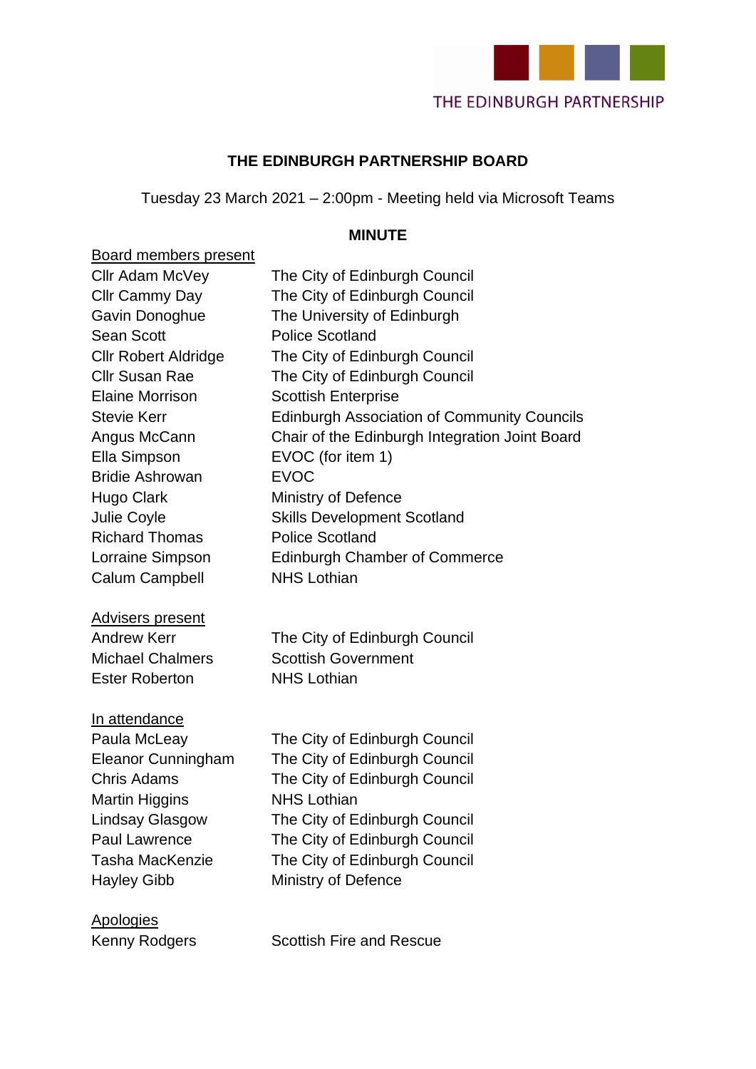THE EDINBURGH PARTNERSHIP

# THE EDINBURGH PARTNERSHIP BOARD

Tuesday 23 March 2021 – 2:00pm - Meeting held via Microsoft Teams

## MINUTE

Board members present

| | |
|---|---|
| Cllr Adam McVey | The City of Edinburgh Council |
| Cllr Cammy Day | The City of Edinburgh Council |
| Gavin Donoghue | The University of Edinburgh |
| Sean Scott | Police Scotland |
| Cllr Robert Aldridge | The City of Edinburgh Council |
| Cllr Susan Rae | The City of Edinburgh Council |
| Elaine Morrison | Scottish Enterprise |
| Stevie Kerr | Edinburgh Association of Community Councils |
| Angus McCann | Chair of the Edinburgh Integration Joint Board |
| Ella Simpson | EVOC (for item 1) |
| Bridie Ashrowan | EVOC |
| Hugo Clark | Ministry of Defence |
| Julie Coyle | Skills Development Scotland |
| Richard Thomas | Police Scotland |
| Lorraine Simpson | Edinburgh Chamber of Commerce |
| Calum Campbell | NHS Lothian |

Advisers present

| | |
|---|---|
| Andrew Kerr | The City of Edinburgh Council |
| Michael Chalmers | Scottish Government |
| Ester Roberton | NHS Lothian |

In attendance

| | |
|---|---|
| Paula McLeay | The City of Edinburgh Council |
| Eleanor Cunningham | The City of Edinburgh Council |
| Chris Adams | The City of Edinburgh Council |
| Martin Higgins | NHS Lothian |
| Lindsay Glasgow | The City of Edinburgh Council |
| Paul Lawrence | The City of Edinburgh Council |
| Tasha MacKenzie | The City of Edinburgh Council |
| Hayley Gibb | Ministry of Defence |

Apologies

| | |
|---|---|
| Kenny Rodgers | Scottish Fire and Rescue |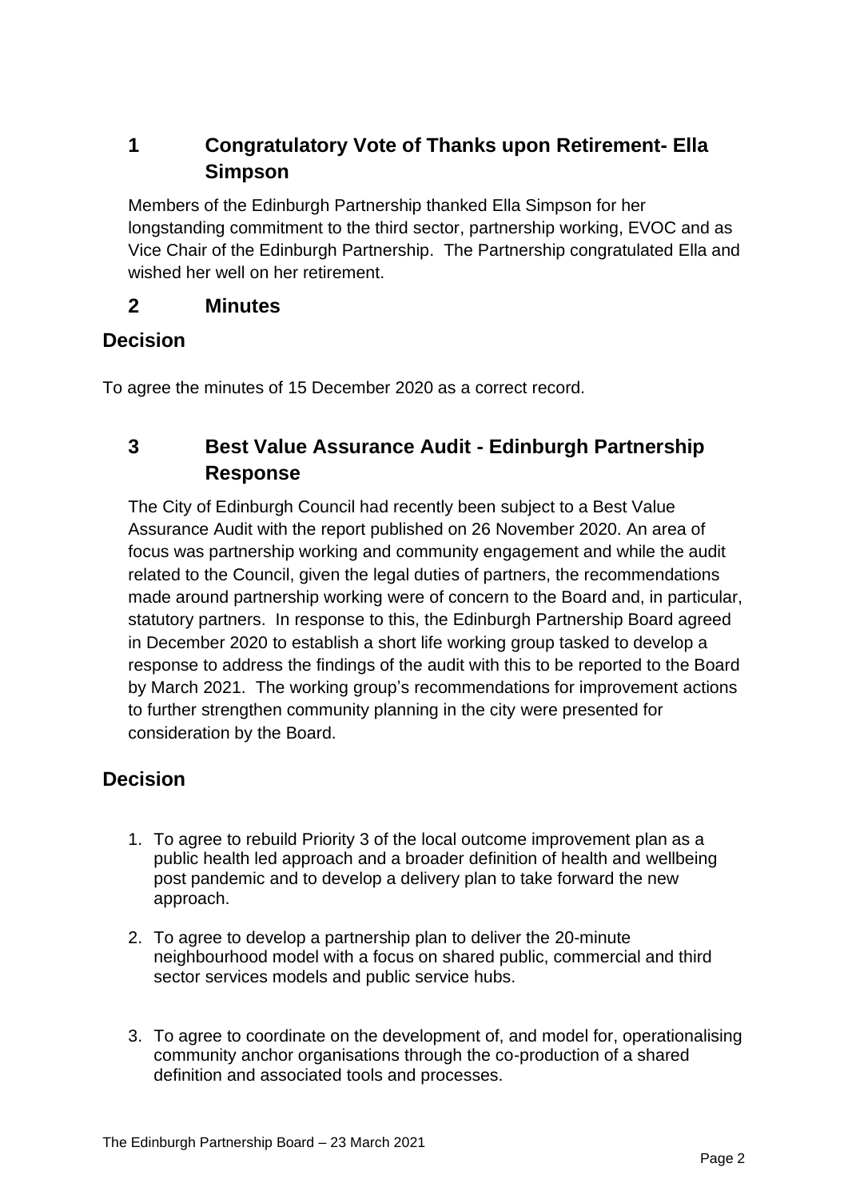## 1 Congratulatory Vote of Thanks upon Retirement- Ella Simpson

Members of the Edinburgh Partnership thanked Ella Simpson for her longstanding commitment to the third sector, partnership working, EVOC and as Vice Chair of the Edinburgh Partnership. The Partnership congratulated Ella and wished her well on her retirement.

## 2 Minutes

### Decision

To agree the minutes of 15 December 2020 as a correct record.

## 3 Best Value Assurance Audit - Edinburgh Partnership Response

The City of Edinburgh Council had recently been subject to a Best Value Assurance Audit with the report published on 26 November 2020. An area of focus was partnership working and community engagement and while the audit related to the Council, given the legal duties of partners, the recommendations made around partnership working were of concern to the Board and, in particular, statutory partners. In response to this, the Edinburgh Partnership Board agreed in December 2020 to establish a short life working group tasked to develop a response to address the findings of the audit with this to be reported to the Board by March 2021. The working group's recommendations for improvement actions to further strengthen community planning in the city were presented for consideration by the Board.

### Decision

1. To agree to rebuild Priority 3 of the local outcome improvement plan as a public health led approach and a broader definition of health and wellbeing post pandemic and to develop a delivery plan to take forward the new approach.
2. To agree to develop a partnership plan to deliver the 20-minute neighbourhood model with a focus on shared public, commercial and third sector services models and public service hubs.
3. To agree to coordinate on the development of, and model for, operationalising community anchor organisations through the co-production of a shared definition and associated tools and processes.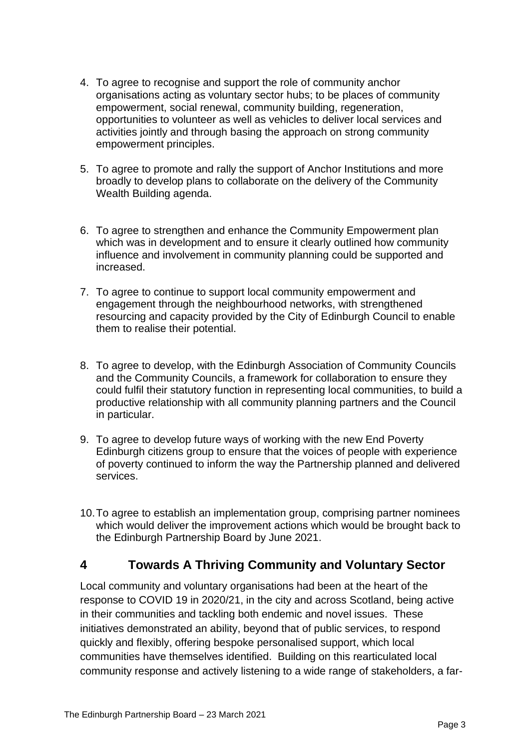4. To agree to recognise and support the role of community anchor organisations acting as voluntary sector hubs; to be places of community empowerment, social renewal, community building, regeneration, opportunities to volunteer as well as vehicles to deliver local services and activities jointly and through basing the approach on strong community empowerment principles.

5. To agree to promote and rally the support of Anchor Institutions and more broadly to develop plans to collaborate on the delivery of the Community Wealth Building agenda.

6. To agree to strengthen and enhance the Community Empowerment plan which was in development and to ensure it clearly outlined how community influence and involvement in community planning could be supported and increased.

7. To agree to continue to support local community empowerment and engagement through the neighbourhood networks, with strengthened resourcing and capacity provided by the City of Edinburgh Council to enable them to realise their potential.

8. To agree to develop, with the Edinburgh Association of Community Councils and the Community Councils, a framework for collaboration to ensure they could fulfil their statutory function in representing local communities, to build a productive relationship with all community planning partners and the Council in particular.

9. To agree to develop future ways of working with the new End Poverty Edinburgh citizens group to ensure that the voices of people with experience of poverty continued to inform the way the Partnership planned and delivered services.

10. To agree to establish an implementation group, comprising partner nominees which would deliver the improvement actions which would be brought back to the Edinburgh Partnership Board by June 2021.

## 4 Towards A Thriving Community and Voluntary Sector

Local community and voluntary organisations had been at the heart of the response to COVID 19 in 2020/21, in the city and across Scotland, being active in their communities and tackling both endemic and novel issues. These initiatives demonstrated an ability, beyond that of public services, to respond quickly and flexibly, offering bespoke personalised support, which local communities have themselves identified. Building on this rearticulated local community response and actively listening to a wide range of stakeholders, a far-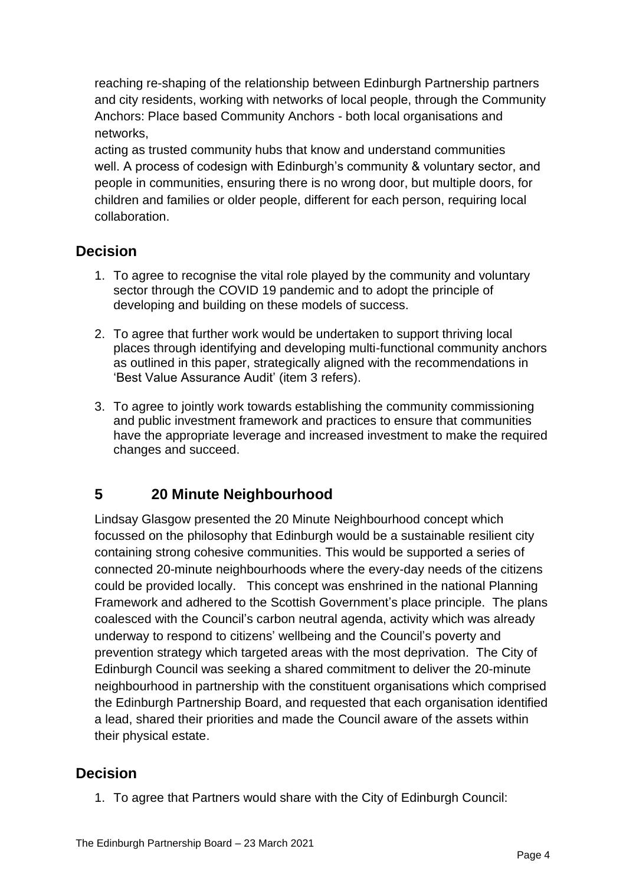reaching re-shaping of the relationship between Edinburgh Partnership partners and city residents, working with networks of local people, through the Community Anchors: Place based Community Anchors - both local organisations and networks,
acting as trusted community hubs that know and understand communities well. A process of codesign with Edinburgh's community & voluntary sector, and people in communities, ensuring there is no wrong door, but multiple doors, for children and families or older people, different for each person, requiring local collaboration.

## Decision

1. To agree to recognise the vital role played by the community and voluntary sector through the COVID 19 pandemic and to adopt the principle of developing and building on these models of success.

2. To agree that further work would be undertaken to support thriving local places through identifying and developing multi-functional community anchors as outlined in this paper, strategically aligned with the recommendations in 'Best Value Assurance Audit' (item 3 refers).

3. To agree to jointly work towards establishing the community commissioning and public investment framework and practices to ensure that communities have the appropriate leverage and increased investment to make the required changes and succeed.

## 5 20 Minute Neighbourhood

Lindsay Glasgow presented the 20 Minute Neighbourhood concept which focussed on the philosophy that Edinburgh would be a sustainable resilient city containing strong cohesive communities. This would be supported a series of connected 20-minute neighbourhoods where the every-day needs of the citizens could be provided locally. This concept was enshrined in the national Planning Framework and adhered to the Scottish Government's place principle. The plans coalesced with the Council's carbon neutral agenda, activity which was already underway to respond to citizens' wellbeing and the Council's poverty and prevention strategy which targeted areas with the most deprivation. The City of Edinburgh Council was seeking a shared commitment to deliver the 20-minute neighbourhood in partnership with the constituent organisations which comprised the Edinburgh Partnership Board, and requested that each organisation identified a lead, shared their priorities and made the Council aware of the assets within their physical estate.

## Decision

1. To agree that Partners would share with the City of Edinburgh Council: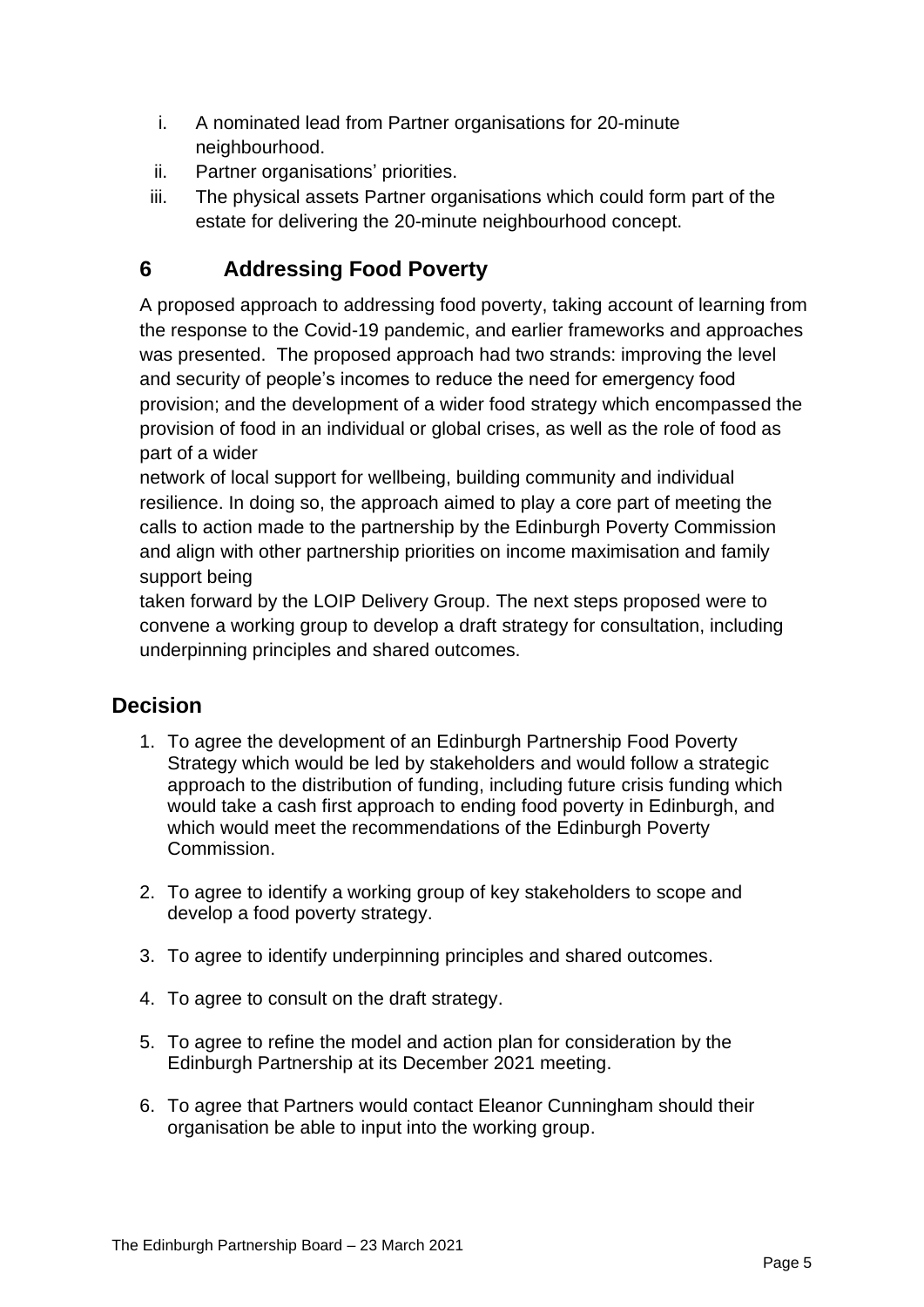i. A nominated lead from Partner organisations for 20-minute neighbourhood.
ii. Partner organisations' priorities.
iii. The physical assets Partner organisations which could form part of the estate for delivering the 20-minute neighbourhood concept.

## 6 Addressing Food Poverty

A proposed approach to addressing food poverty, taking account of learning from the response to the Covid-19 pandemic, and earlier frameworks and approaches was presented. The proposed approach had two strands: improving the level and security of people's incomes to reduce the need for emergency food provision; and the development of a wider food strategy which encompassed the provision of food in an individual or global crises, as well as the role of food as part of a wider network of local support for wellbeing, building community and individual resilience. In doing so, the approach aimed to play a core part of meeting the calls to action made to the partnership by the Edinburgh Poverty Commission and align with other partnership priorities on income maximisation and family support being taken forward by the LOIP Delivery Group. The next steps proposed were to convene a working group to develop a draft strategy for consultation, including underpinning principles and shared outcomes.

## Decision

1. To agree the development of an Edinburgh Partnership Food Poverty Strategy which would be led by stakeholders and would follow a strategic approach to the distribution of funding, including future crisis funding which would take a cash first approach to ending food poverty in Edinburgh, and which would meet the recommendations of the Edinburgh Poverty Commission.

2. To agree to identify a working group of key stakeholders to scope and develop a food poverty strategy.

3. To agree to identify underpinning principles and shared outcomes.

4. To agree to consult on the draft strategy.

5. To agree to refine the model and action plan for consideration by the Edinburgh Partnership at its December 2021 meeting.

6. To agree that Partners would contact Eleanor Cunningham should their organisation be able to input into the working group.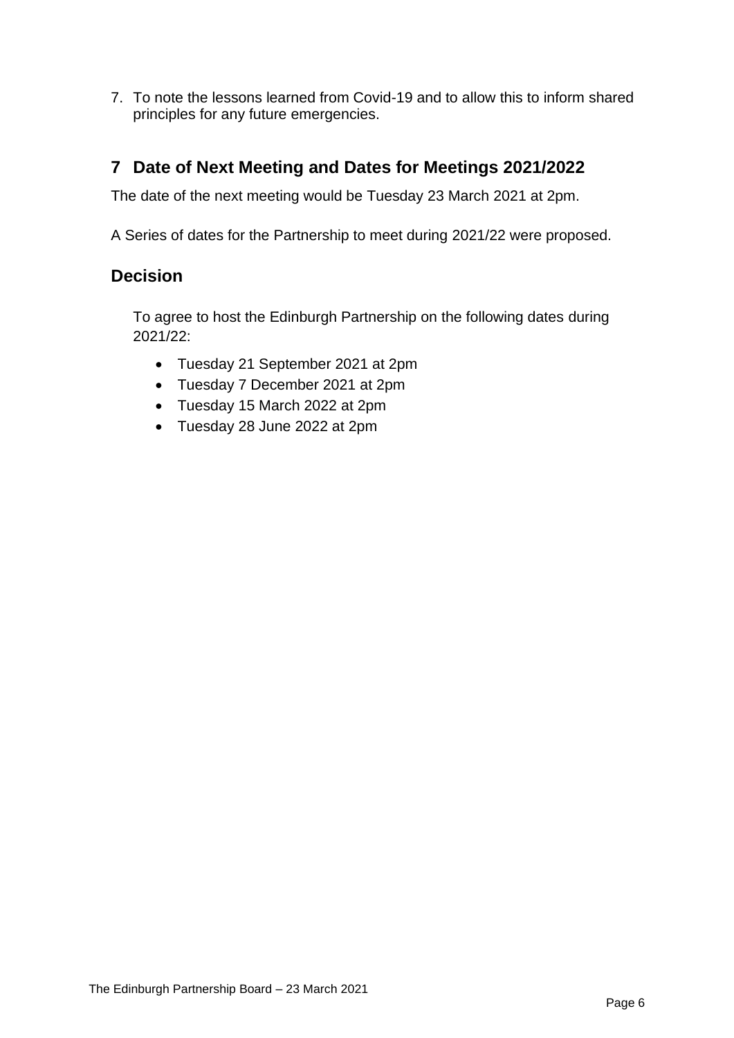7. To note the lessons learned from Covid-19 and to allow this to inform shared principles for any future emergencies.

## 7 Date of Next Meeting and Dates for Meetings 2021/2022

The date of the next meeting would be Tuesday 23 March 2021 at 2pm.

A Series of dates for the Partnership to meet during 2021/22 were proposed.

### Decision

To agree to host the Edinburgh Partnership on the following dates during 2021/22:

- Tuesday 21 September 2021 at 2pm
- Tuesday 7 December 2021 at 2pm
- Tuesday 15 March 2022 at 2pm
- Tuesday 28 June 2022 at 2pm